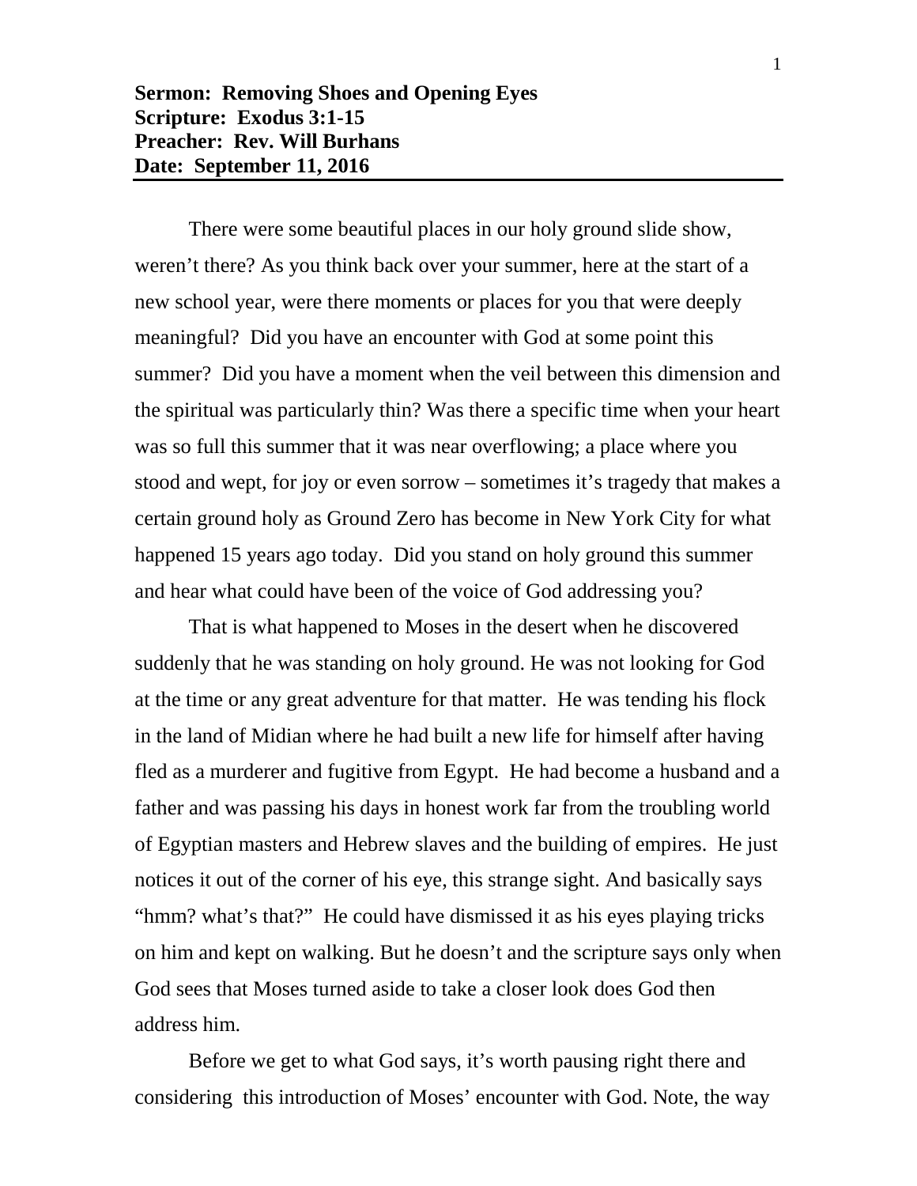**Sermon: Removing Shoes and Opening Eyes**
**Scripture: Exodus 3:1-15**
**Preacher: Rev. Will Burhans**
**Date: September 11, 2016**

---

There were some beautiful places in our holy ground slide show, weren't there? As you think back over your summer, here at the start of a new school year, were there moments or places for you that were deeply meaningful? Did you have an encounter with God at some point this summer? Did you have a moment when the veil between this dimension and the spiritual was particularly thin? Was there a specific time when your heart was so full this summer that it was near overflowing; a place where you stood and wept, for joy or even sorrow – sometimes it's tragedy that makes a certain ground holy as Ground Zero has become in New York City for what happened 15 years ago today. Did you stand on holy ground this summer and hear what could have been of the voice of God addressing you?

That is what happened to Moses in the desert when he discovered suddenly that he was standing on holy ground. He was not looking for God at the time or any great adventure for that matter. He was tending his flock in the land of Midian where he had built a new life for himself after having fled as a murderer and fugitive from Egypt. He had become a husband and a father and was passing his days in honest work far from the troubling world of Egyptian masters and Hebrew slaves and the building of empires. He just notices it out of the corner of his eye, this strange sight. And basically says "hmm? what's that?" He could have dismissed it as his eyes playing tricks on him and kept on walking. But he doesn't and the scripture says only when God sees that Moses turned aside to take a closer look does God then address him.

Before we get to what God says, it's worth pausing right there and considering this introduction of Moses' encounter with God. Note, the way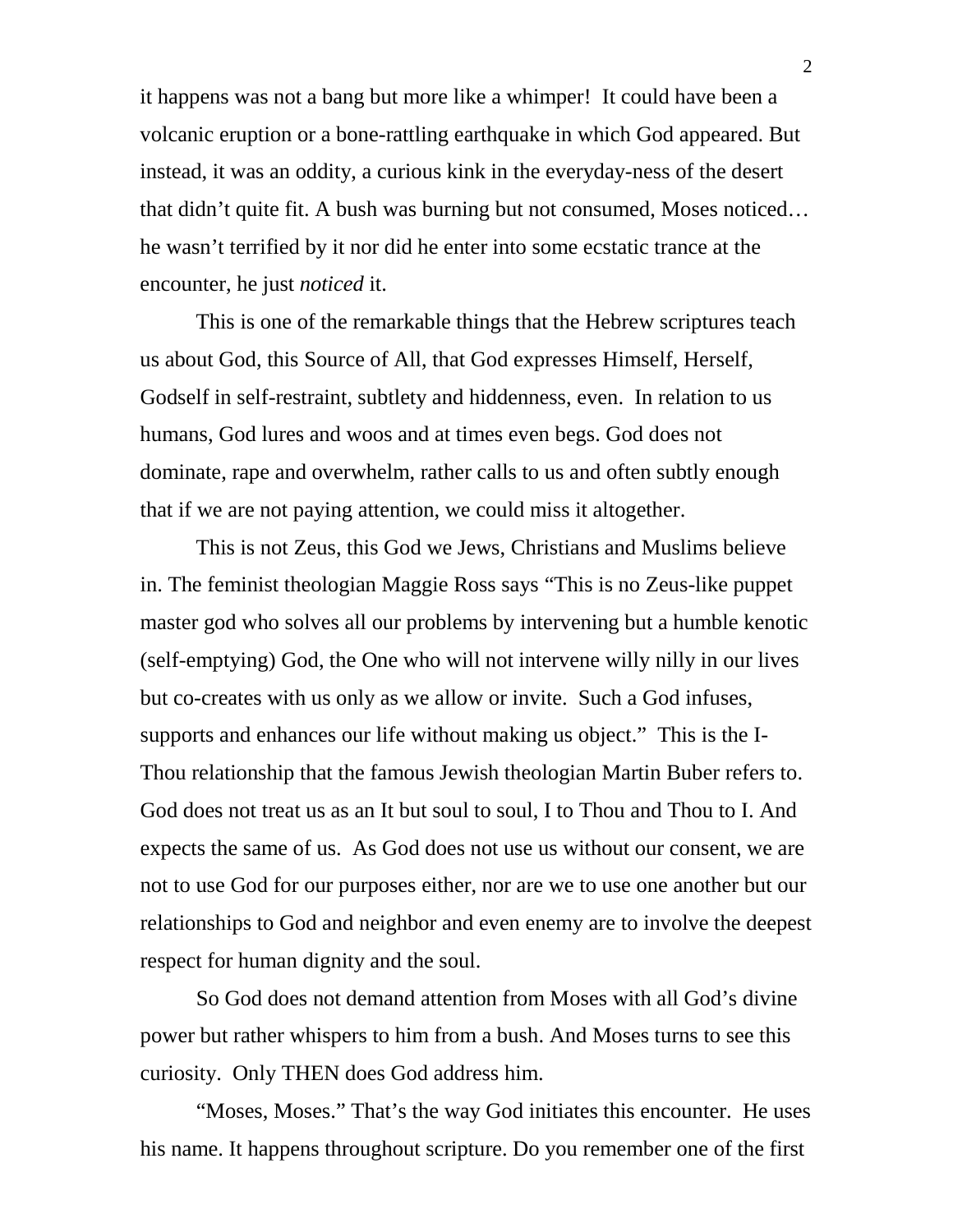it happens was not a bang but more like a whimper! It could have been a volcanic eruption or a bone-rattling earthquake in which God appeared. But instead, it was an oddity, a curious kink in the everyday-ness of the desert that didn't quite fit. A bush was burning but not consumed, Moses noticed… he wasn't terrified by it nor did he enter into some ecstatic trance at the encounter, he just *noticed* it.

This is one of the remarkable things that the Hebrew scriptures teach us about God, this Source of All, that God expresses Himself, Herself, Godself in self-restraint, subtlety and hiddenness, even. In relation to us humans, God lures and woos and at times even begs. God does not dominate, rape and overwhelm, rather calls to us and often subtly enough that if we are not paying attention, we could miss it altogether.

This is not Zeus, this God we Jews, Christians and Muslims believe in. The feminist theologian Maggie Ross says "This is no Zeus-like puppet master god who solves all our problems by intervening but a humble kenotic (self-emptying) God, the One who will not intervene willy nilly in our lives but co-creates with us only as we allow or invite. Such a God infuses, supports and enhances our life without making us object." This is the I-Thou relationship that the famous Jewish theologian Martin Buber refers to. God does not treat us as an It but soul to soul, I to Thou and Thou to I. And expects the same of us. As God does not use us without our consent, we are not to use God for our purposes either, nor are we to use one another but our relationships to God and neighbor and even enemy are to involve the deepest respect for human dignity and the soul.

So God does not demand attention from Moses with all God's divine power but rather whispers to him from a bush. And Moses turns to see this curiosity. Only THEN does God address him.

"Moses, Moses." That's the way God initiates this encounter. He uses his name. It happens throughout scripture. Do you remember one of the first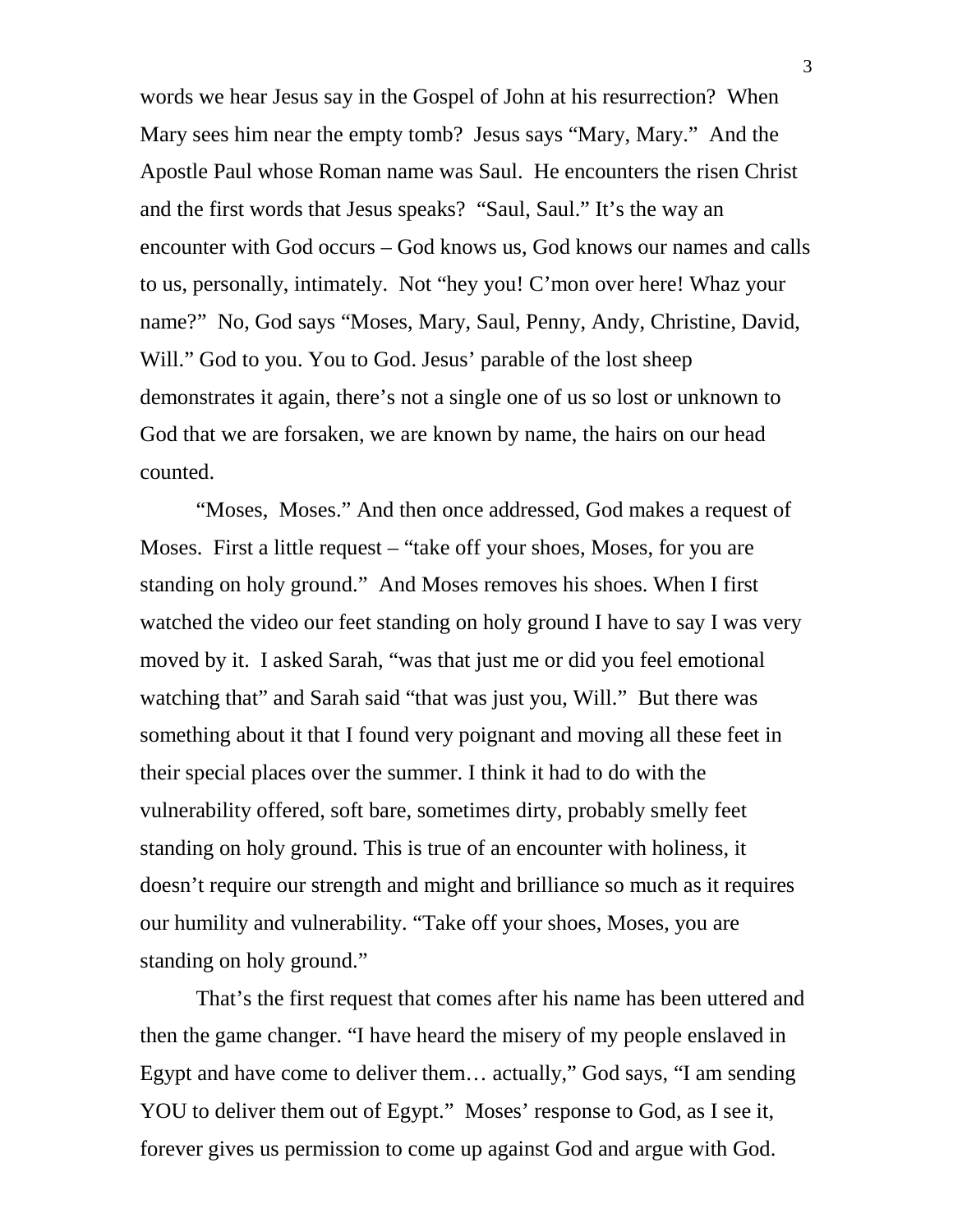words we hear Jesus say in the Gospel of John at his resurrection? When Mary sees him near the empty tomb? Jesus says "Mary, Mary." And the Apostle Paul whose Roman name was Saul. He encounters the risen Christ and the first words that Jesus speaks? "Saul, Saul." It's the way an encounter with God occurs – God knows us, God knows our names and calls to us, personally, intimately. Not "hey you! C'mon over here! Whaz your name?" No, God says "Moses, Mary, Saul, Penny, Andy, Christine, David, Will." God to you. You to God. Jesus' parable of the lost sheep demonstrates it again, there's not a single one of us so lost or unknown to God that we are forsaken, we are known by name, the hairs on our head counted.

"Moses, Moses." And then once addressed, God makes a request of Moses. First a little request – "take off your shoes, Moses, for you are standing on holy ground." And Moses removes his shoes. When I first watched the video our feet standing on holy ground I have to say I was very moved by it. I asked Sarah, "was that just me or did you feel emotional watching that" and Sarah said "that was just you, Will." But there was something about it that I found very poignant and moving all these feet in their special places over the summer. I think it had to do with the vulnerability offered, soft bare, sometimes dirty, probably smelly feet standing on holy ground. This is true of an encounter with holiness, it doesn't require our strength and might and brilliance so much as it requires our humility and vulnerability. "Take off your shoes, Moses, you are standing on holy ground."

That's the first request that comes after his name has been uttered and then the game changer. "I have heard the misery of my people enslaved in Egypt and have come to deliver them… actually," God says, "I am sending YOU to deliver them out of Egypt." Moses' response to God, as I see it, forever gives us permission to come up against God and argue with God.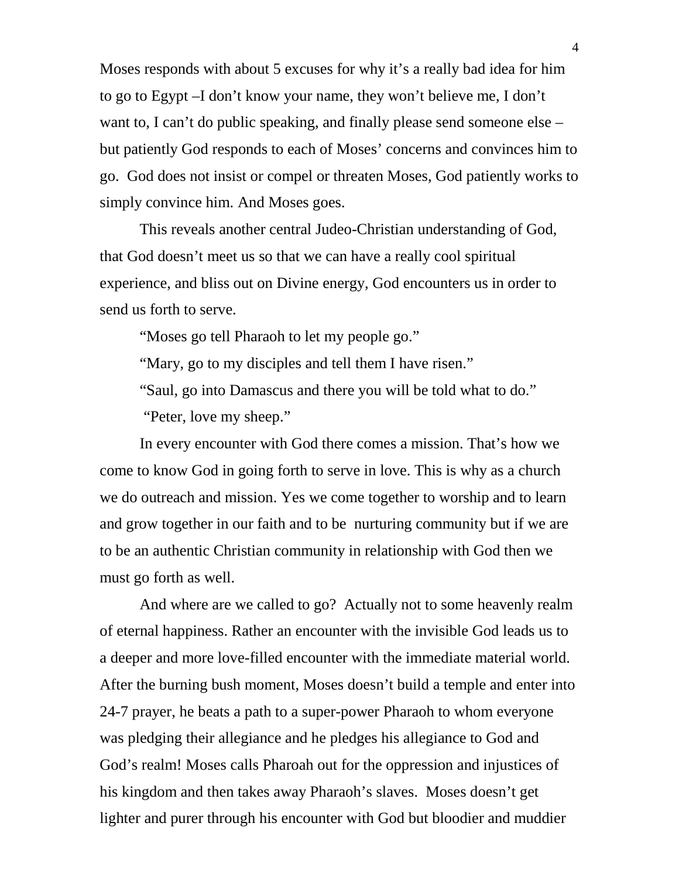Moses responds with about 5 excuses for why it's a really bad idea for him to go to Egypt –I don't know your name, they won't believe me, I don't want to, I can't do public speaking, and finally please send someone else – but patiently God responds to each of Moses' concerns and convinces him to go.  God does not insist or compel or threaten Moses, God patiently works to simply convince him. And Moses goes.

This reveals another central Judeo-Christian understanding of God, that God doesn't meet us so that we can have a really cool spiritual experience, and bliss out on Divine energy, God encounters us in order to send us forth to serve.

"Moses go tell Pharaoh to let my people go."

"Mary, go to my disciples and tell them I have risen."

"Saul, go into Damascus and there you will be told what to do."

"Peter, love my sheep."

In every encounter with God there comes a mission. That's how we come to know God in going forth to serve in love. This is why as a church we do outreach and mission. Yes we come together to worship and to learn and grow together in our faith and to be  nurturing community but if we are to be an authentic Christian community in relationship with God then we must go forth as well.

And where are we called to go?  Actually not to some heavenly realm of eternal happiness. Rather an encounter with the invisible God leads us to a deeper and more love-filled encounter with the immediate material world. After the burning bush moment, Moses doesn't build a temple and enter into 24-7 prayer, he beats a path to a super-power Pharaoh to whom everyone was pledging their allegiance and he pledges his allegiance to God and God's realm! Moses calls Pharoah out for the oppression and injustices of his kingdom and then takes away Pharaoh's slaves.  Moses doesn't get lighter and purer through his encounter with God but bloodier and muddier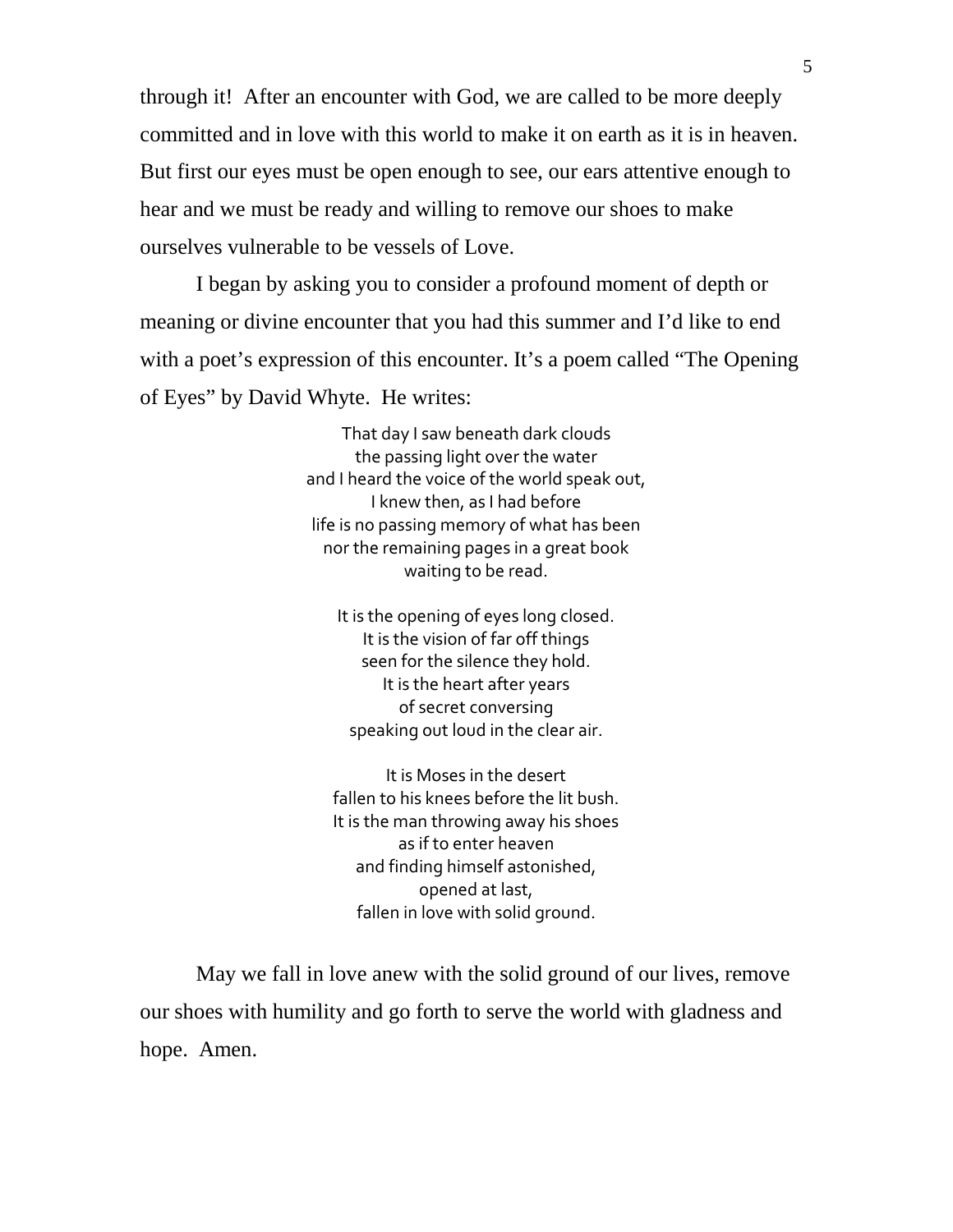through it! After an encounter with God, we are called to be more deeply committed and in love with this world to make it on earth as it is in heaven. But first our eyes must be open enough to see, our ears attentive enough to hear and we must be ready and willing to remove our shoes to make ourselves vulnerable to be vessels of Love.

I began by asking you to consider a profound moment of depth or meaning or divine encounter that you had this summer and I'd like to end with a poet's expression of this encounter. It's a poem called "The Opening of Eyes" by David Whyte. He writes:

That day I saw beneath dark clouds  
the passing light over the water  
and I heard the voice of the world speak out,  
I knew then, as I had before  
life is no passing memory of what has been  
nor the remaining pages in a great book  
waiting to be read.

It is the opening of eyes long closed.  
It is the vision of far off things  
seen for the silence they hold.  
It is the heart after years  
of secret conversing  
speaking out loud in the clear air.

It is Moses in the desert  
fallen to his knees before the lit bush.  
It is the man throwing away his shoes  
as if to enter heaven  
and finding himself astonished,  
opened at last,  
fallen in love with solid ground.

May we fall in love anew with the solid ground of our lives, remove our shoes with humility and go forth to serve the world with gladness and hope. Amen.